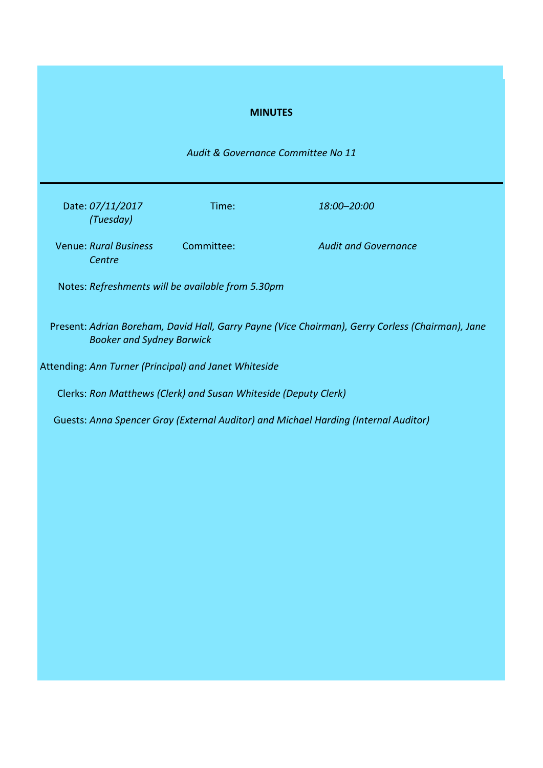# MINUTES

*Audit & Governance Committee No 11*

---

| | | | |
|---|---|---|---|
| Date: | *07/11/2017 (Tuesday)* | Time: | *18:00–20:00* |
| Venue: | *Rural Business Centre* | Committee: | *Audit and Governance* |

Notes: *Refreshments will be available from 5.30pm*

Present: *Adrian Boreham, David Hall, Garry Payne (Vice Chairman), Gerry Corless (Chairman), Jane Booker and Sydney Barwick*

Attending: *Ann Turner (Principal) and Janet Whiteside*

Clerks: *Ron Matthews (Clerk) and Susan Whiteside (Deputy Clerk)*

Guests: *Anna Spencer Gray (External Auditor) and Michael Harding (Internal Auditor)*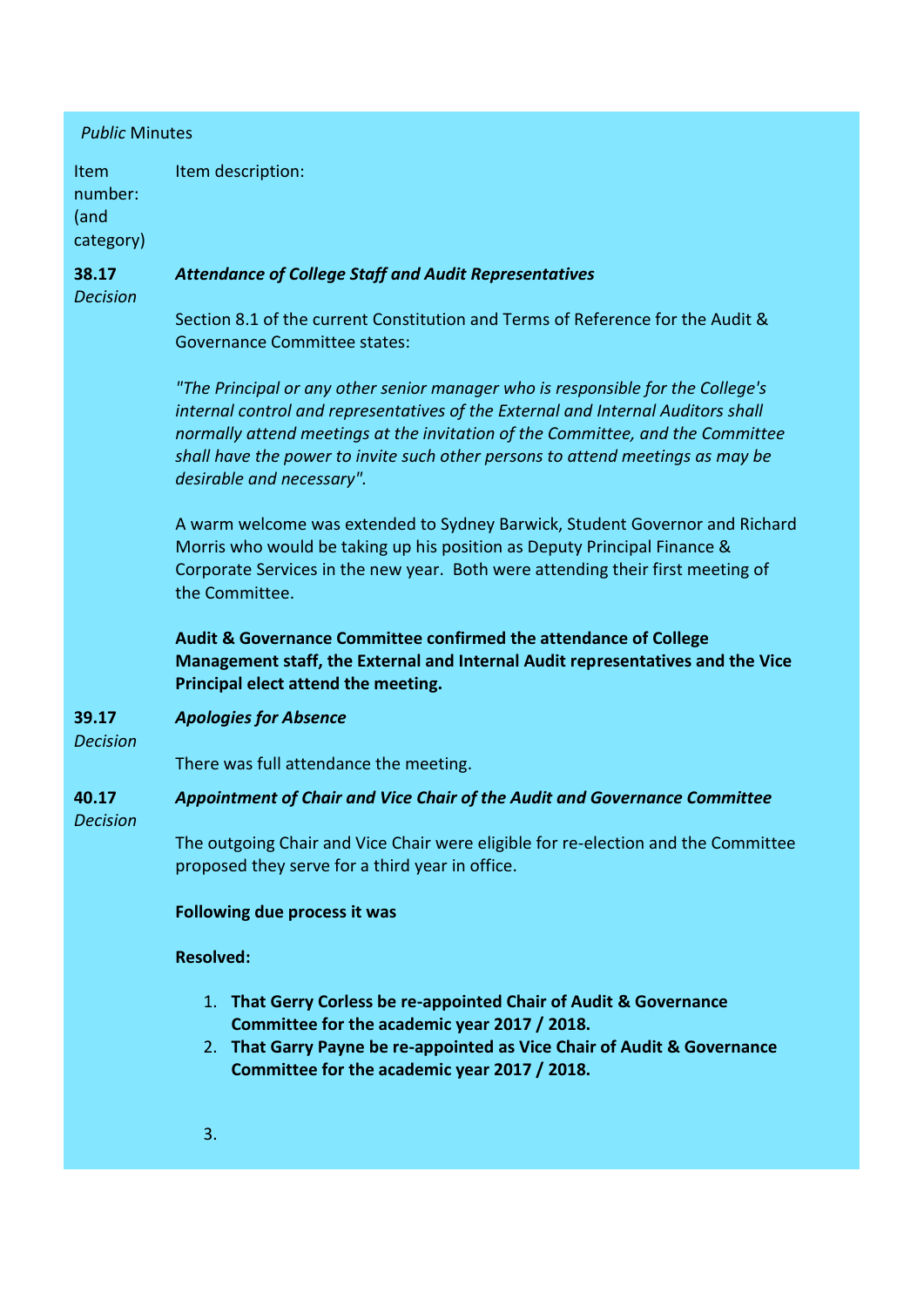*Public* Minutes

| Item number: (and category) | Item description: |
|---|---|
| **38.17** *Decision* | ***Attendance of College Staff and Audit Representatives***<br><br>Section 8.1 of the current Constitution and Terms of Reference for the Audit & Governance Committee states:<br><br>*"The Principal or any other senior manager who is responsible for the College's internal control and representatives of the External and Internal Auditors shall normally attend meetings at the invitation of the Committee, and the Committee shall have the power to invite such other persons to attend meetings as may be desirable and necessary".*<br><br>A warm welcome was extended to Sydney Barwick, Student Governor and Richard Morris who would be taking up his position as Deputy Principal Finance & Corporate Services in the new year. Both were attending their first meeting of the Committee.<br><br>**Audit & Governance Committee confirmed the attendance of College Management staff, the External and Internal Audit representatives and the Vice Principal elect attend the meeting.** |
| **39.17** *Decision* | ***Apologies for Absence***<br><br>There was full attendance the meeting. |
| **40.17** *Decision* | ***Appointment of Chair and Vice Chair of the Audit and Governance Committee***<br><br>The outgoing Chair and Vice Chair were eligible for re-election and the Committee proposed they serve for a third year in office.<br><br>**Following due process it was**<br><br>**Resolved:**<br><br>1. **That Gerry Corless be re-appointed Chair of Audit & Governance Committee for the academic year 2017 / 2018.**<br>2. **That Garry Payne be re-appointed as Vice Chair of Audit & Governance Committee for the academic year 2017 / 2018.**<br><br>3. |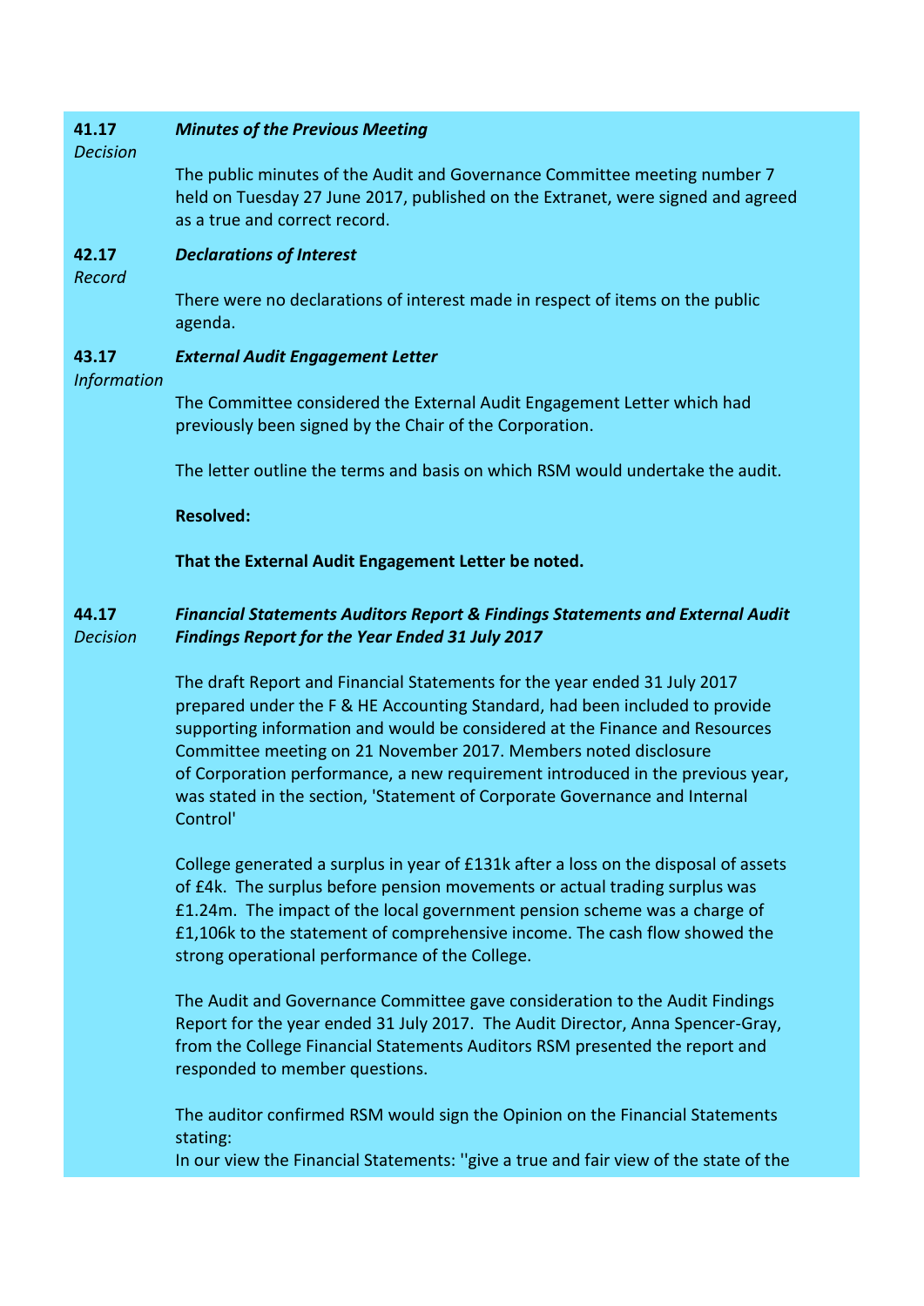**41.17** *Decision*

***Minutes of the Previous Meeting***

The public minutes of the Audit and Governance Committee meeting number 7 held on Tuesday 27 June 2017, published on the Extranet, were signed and agreed as a true and correct record.

**42.17** *Record*

***Declarations of Interest***

There were no declarations of interest made in respect of items on the public agenda.

**43.17** *Information*

***External Audit Engagement Letter***

The Committee considered the External Audit Engagement Letter which had previously been signed by the Chair of the Corporation.

The letter outline the terms and basis on which RSM would undertake the audit.

**Resolved:**

**That the External Audit Engagement Letter be noted.**

**44.17** *Decision*

***Financial Statements Auditors Report & Findings Statements and External Audit Findings Report for the Year Ended 31 July 2017***

The draft Report and Financial Statements for the year ended 31 July 2017 prepared under the F & HE Accounting Standard, had been included to provide supporting information and would be considered at the Finance and Resources Committee meeting on 21 November 2017. Members noted disclosure of Corporation performance, a new requirement introduced in the previous year, was stated in the section, 'Statement of Corporate Governance and Internal Control'

College generated a surplus in year of £131k after a loss on the disposal of assets of £4k. The surplus before pension movements or actual trading surplus was £1.24m. The impact of the local government pension scheme was a charge of £1,106k to the statement of comprehensive income. The cash flow showed the strong operational performance of the College.

The Audit and Governance Committee gave consideration to the Audit Findings Report for the year ended 31 July 2017. The Audit Director, Anna Spencer-Gray, from the College Financial Statements Auditors RSM presented the report and responded to member questions.

The auditor confirmed RSM would sign the Opinion on the Financial Statements stating:
In our view the Financial Statements: ''give a true and fair view of the state of the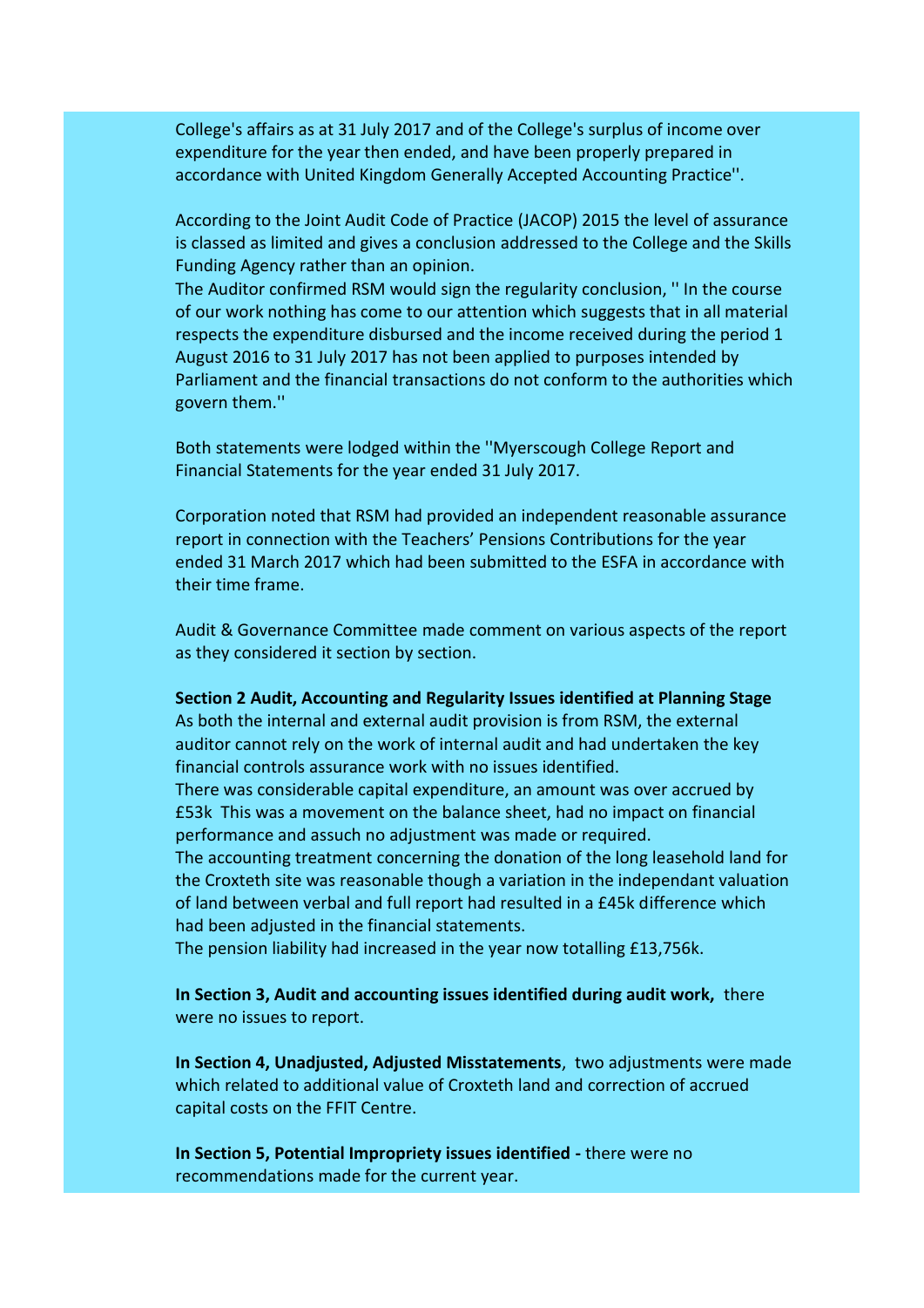College's affairs as at 31 July 2017 and of the College's surplus of income over expenditure for the year then ended, and have been properly prepared in accordance with United Kingdom Generally Accepted Accounting Practice''.

According to the Joint Audit Code of Practice (JACOP) 2015 the level of assurance is classed as limited and gives a conclusion addressed to the College and the Skills Funding Agency rather than an opinion.
The Auditor confirmed RSM would sign the regularity conclusion, '' In the course of our work nothing has come to our attention which suggests that in all material respects the expenditure disbursed and the income received during the period 1 August 2016 to 31 July 2017 has not been applied to purposes intended by Parliament and the financial transactions do not conform to the authorities which govern them.''

Both statements were lodged within the ''Myerscough College Report and Financial Statements for the year ended 31 July 2017.

Corporation noted that RSM had provided an independent reasonable assurance report in connection with the Teachers' Pensions Contributions for the year ended 31 March 2017 which had been submitted to the ESFA in accordance with their time frame.

Audit & Governance Committee made comment on various aspects of the report as they considered it section by section.

**Section 2 Audit, Accounting and Regularity Issues identified at Planning Stage**
As both the internal and external audit provision is from RSM, the external auditor cannot rely on the work of internal audit and had undertaken the key financial controls assurance work with no issues identified.
There was considerable capital expenditure, an amount was over accrued by £53k This was a movement on the balance sheet, had no impact on financial performance and assuch no adjustment was made or required.
The accounting treatment concerning the donation of the long leasehold land for the Croxteth site was reasonable though a variation in the independant valuation of land between verbal and full report had resulted in a £45k difference which had been adjusted in the financial statements.
The pension liability had increased in the year now totalling £13,756k.

**In Section 3, Audit and accounting issues identified during audit work,** there were no issues to report.

**In Section 4, Unadjusted, Adjusted Misstatements**, two adjustments were made which related to additional value of Croxteth land and correction of accrued capital costs on the FFIT Centre.

**In Section 5, Potential Impropriety issues identified -** there were no recommendations made for the current year.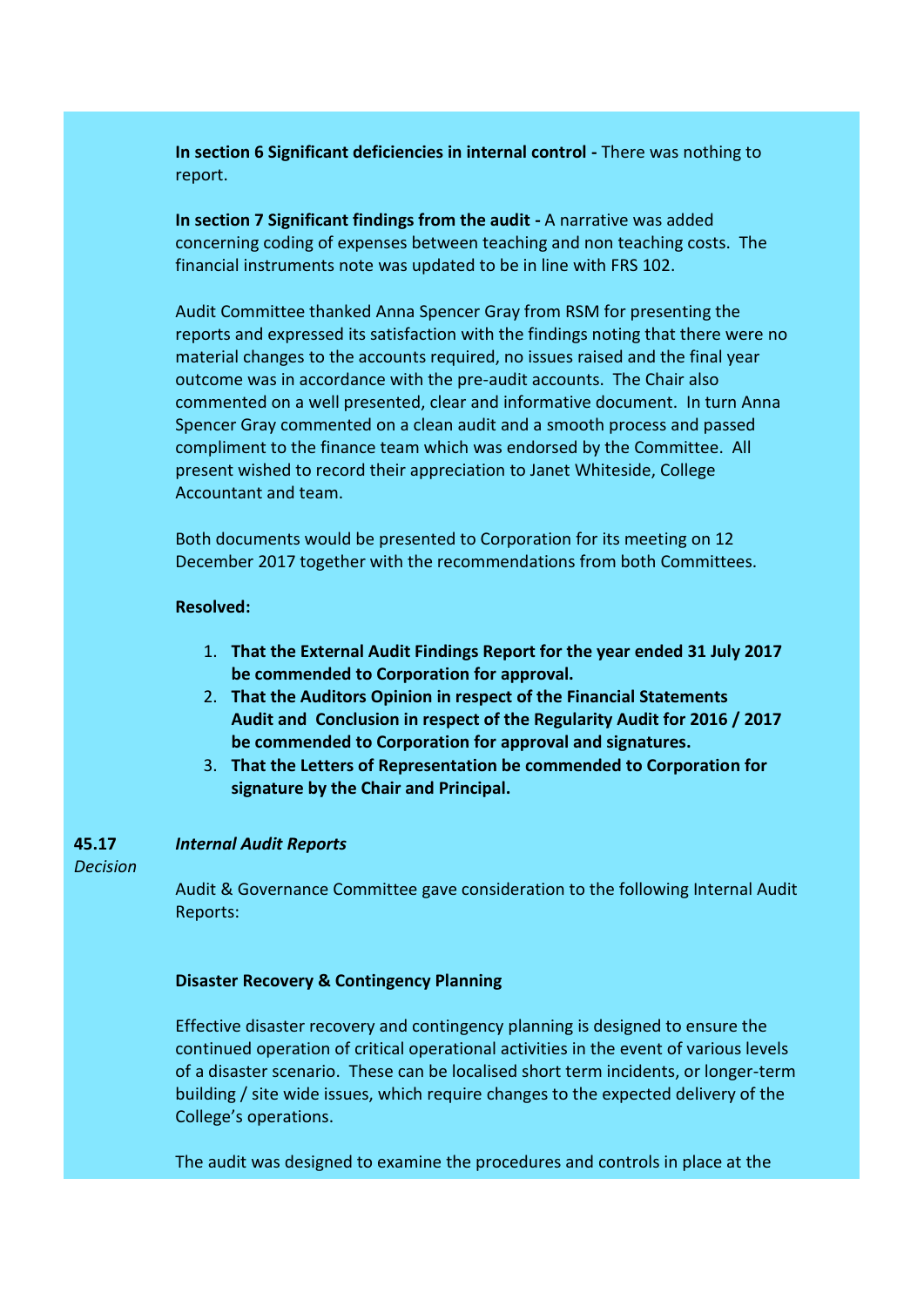**In section 6 Significant deficiencies in internal control -** There was nothing to report.

**In section 7 Significant findings from the audit -** A narrative was added concerning coding of expenses between teaching and non teaching costs. The financial instruments note was updated to be in line with FRS 102.

Audit Committee thanked Anna Spencer Gray from RSM for presenting the reports and expressed its satisfaction with the findings noting that there were no material changes to the accounts required, no issues raised and the final year outcome was in accordance with the pre-audit accounts. The Chair also commented on a well presented, clear and informative document. In turn Anna Spencer Gray commented on a clean audit and a smooth process and passed compliment to the finance team which was endorsed by the Committee. All present wished to record their appreciation to Janet Whiteside, College Accountant and team.

Both documents would be presented to Corporation for its meeting on 12 December 2017 together with the recommendations from both Committees.

**Resolved:**

1. **That the External Audit Findings Report for the year ended 31 July 2017 be commended to Corporation for approval.**
2. **That the Auditors Opinion in respect of the Financial Statements Audit and Conclusion in respect of the Regularity Audit for 2016 / 2017 be commended to Corporation for approval and signatures.**
3. **That the Letters of Representation be commended to Corporation for signature by the Chair and Principal.**

**45.17** ***Internal Audit Reports***
*Decision*

Audit & Governance Committee gave consideration to the following Internal Audit Reports:

**Disaster Recovery & Contingency Planning**

Effective disaster recovery and contingency planning is designed to ensure the continued operation of critical operational activities in the event of various levels of a disaster scenario. These can be localised short term incidents, or longer-term building / site wide issues, which require changes to the expected delivery of the College's operations.

The audit was designed to examine the procedures and controls in place at the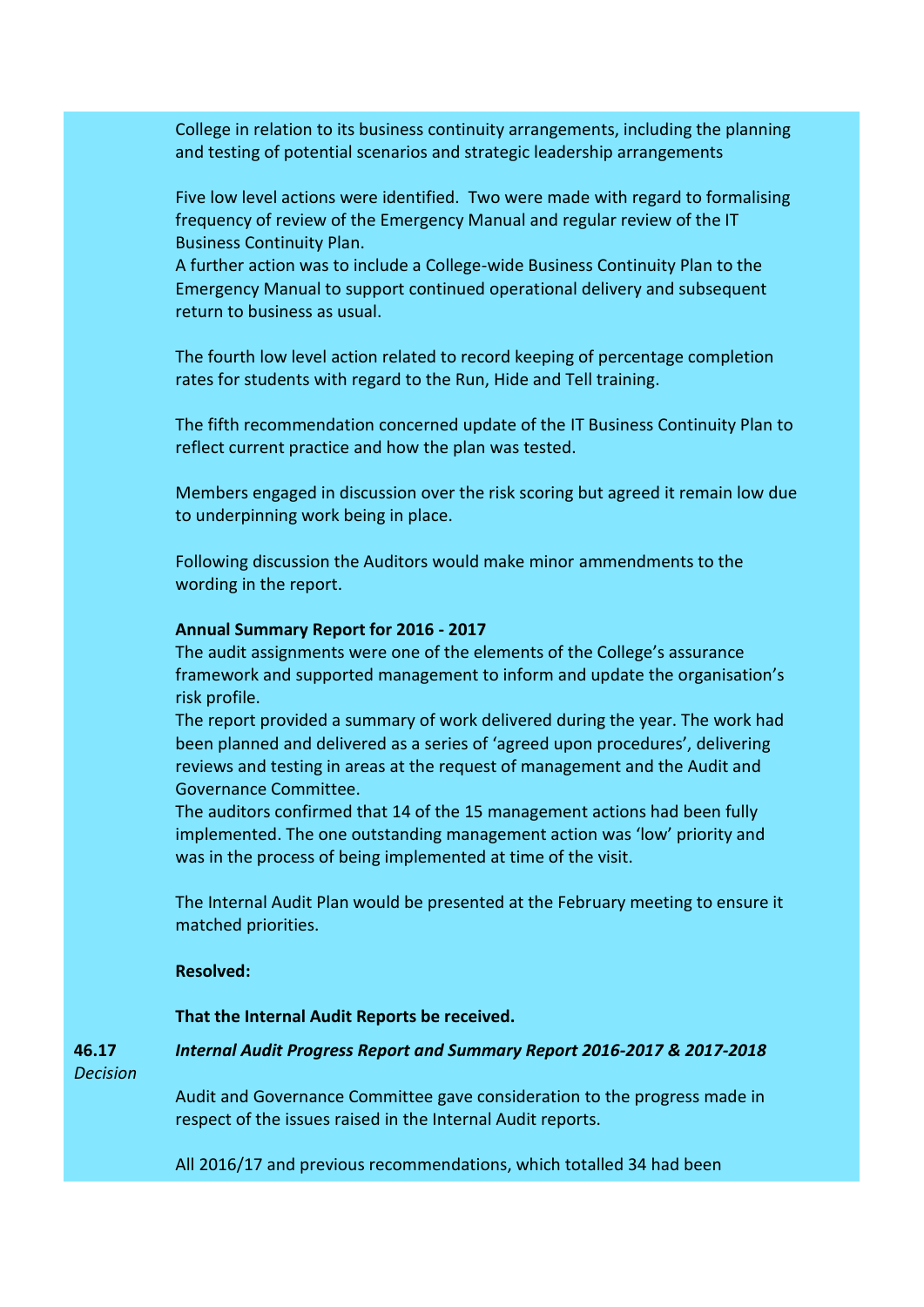College in relation to its business continuity arrangements, including the planning and testing of potential scenarios and strategic leadership arrangements

Five low level actions were identified. Two were made with regard to formalising frequency of review of the Emergency Manual and regular review of the IT Business Continuity Plan.
A further action was to include a College-wide Business Continuity Plan to the Emergency Manual to support continued operational delivery and subsequent return to business as usual.

The fourth low level action related to record keeping of percentage completion rates for students with regard to the Run, Hide and Tell training.

The fifth recommendation concerned update of the IT Business Continuity Plan to reflect current practice and how the plan was tested.

Members engaged in discussion over the risk scoring but agreed it remain low due to underpinning work being in place.

Following discussion the Auditors would make minor ammendments to the wording in the report.

**Annual Summary Report for 2016 - 2017**
The audit assignments were one of the elements of the College's assurance framework and supported management to inform and update the organisation's risk profile.
The report provided a summary of work delivered during the year. The work had been planned and delivered as a series of 'agreed upon procedures', delivering reviews and testing in areas at the request of management and the Audit and Governance Committee.
The auditors confirmed that 14 of the 15 management actions had been fully implemented. The one outstanding management action was 'low' priority and was in the process of being implemented at time of the visit.

The Internal Audit Plan would be presented at the February meeting to ensure it matched priorities.

**Resolved:**

**That the Internal Audit Reports be received.**

**46.17** *Decision*

***Internal Audit Progress Report and Summary Report 2016-2017 & 2017-2018***

Audit and Governance Committee gave consideration to the progress made in respect of the issues raised in the Internal Audit reports.

All 2016/17 and previous recommendations, which totalled 34 had been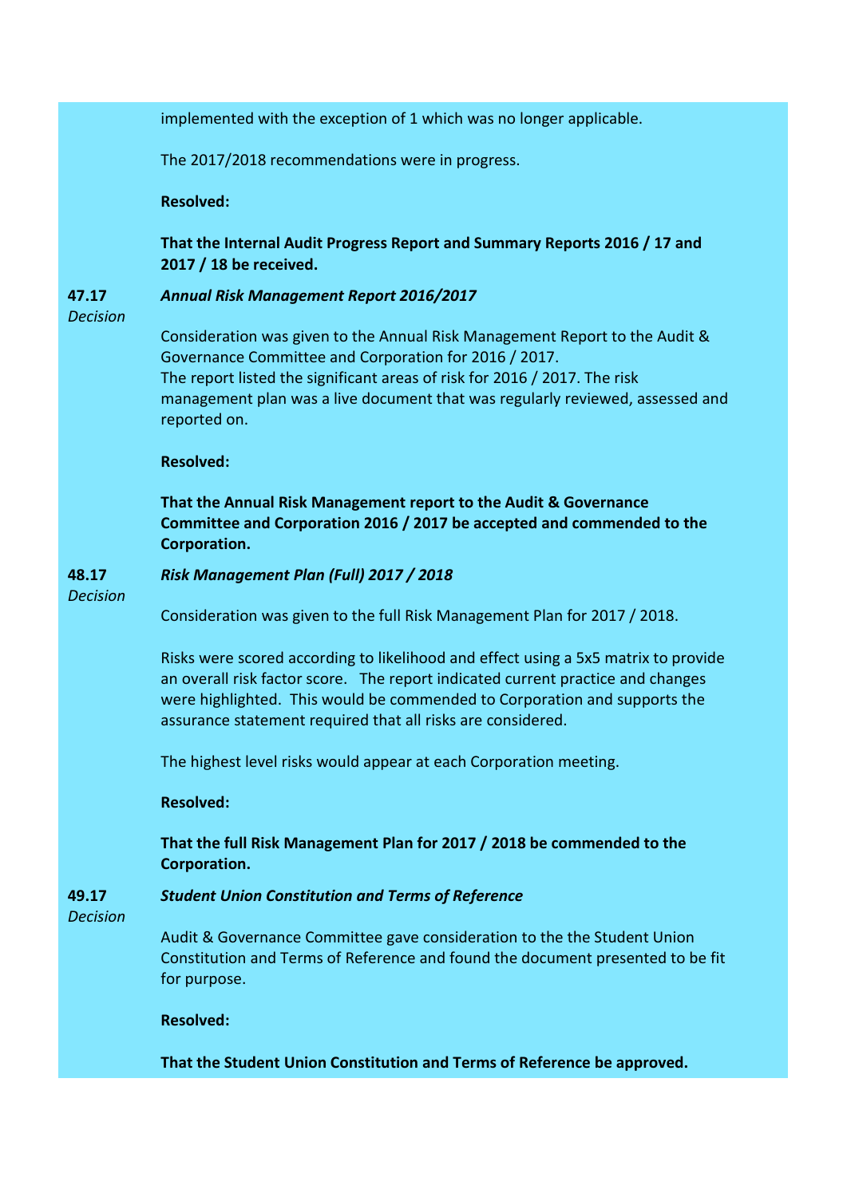implemented with the exception of 1 which was no longer applicable.

The 2017/2018 recommendations were in progress.

**Resolved:**

**That the Internal Audit Progress Report and Summary Reports 2016 / 17 and 2017 / 18 be received.**

**47.17** *Decision*

***Annual Risk Management Report 2016/2017***

Consideration was given to the Annual Risk Management Report to the Audit & Governance Committee and Corporation for 2016 / 2017.
The report listed the significant areas of risk for 2016 / 2017. The risk management plan was a live document that was regularly reviewed, assessed and reported on.

**Resolved:**

**That the Annual Risk Management report to the Audit & Governance Committee and Corporation 2016 / 2017 be accepted and commended to the Corporation.**

**48.17** *Decision*

***Risk Management Plan (Full) 2017 / 2018***

Consideration was given to the full Risk Management Plan for 2017 / 2018.

Risks were scored according to likelihood and effect using a 5x5 matrix to provide an overall risk factor score. The report indicated current practice and changes were highlighted. This would be commended to Corporation and supports the assurance statement required that all risks are considered.

The highest level risks would appear at each Corporation meeting.

**Resolved:**

**That the full Risk Management Plan for 2017 / 2018 be commended to the Corporation.**

**49.17** *Decision*

***Student Union Constitution and Terms of Reference***

Audit & Governance Committee gave consideration to the the Student Union Constitution and Terms of Reference and found the document presented to be fit for purpose.

**Resolved:**

**That the Student Union Constitution and Terms of Reference be approved.**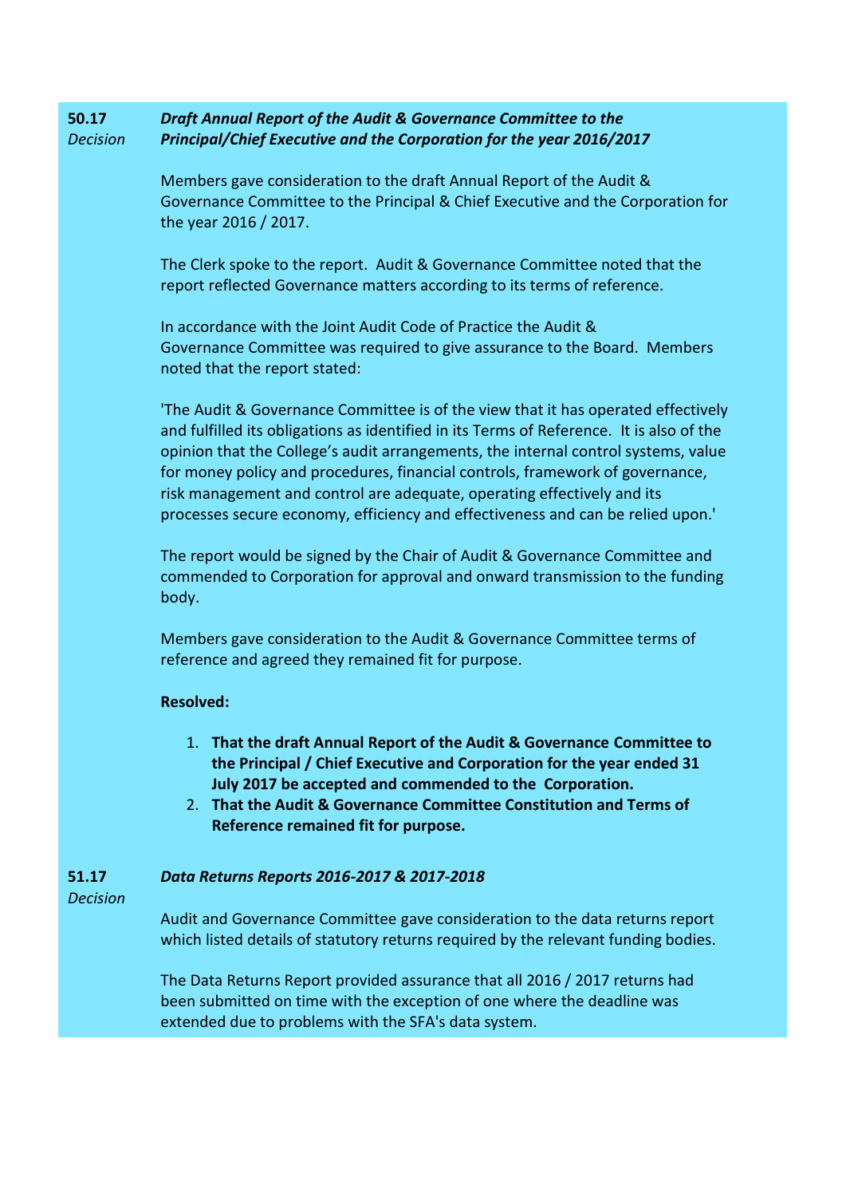**50.17** *Decision*

***Draft Annual Report of the Audit & Governance Committee to the Principal/Chief Executive and the Corporation for the year 2016/2017***

Members gave consideration to the draft Annual Report of the Audit & Governance Committee to the Principal & Chief Executive and the Corporation for the year 2016 / 2017.

The Clerk spoke to the report. Audit & Governance Committee noted that the report reflected Governance matters according to its terms of reference.

In accordance with the Joint Audit Code of Practice the Audit & Governance Committee was required to give assurance to the Board. Members noted that the report stated:

'The Audit & Governance Committee is of the view that it has operated effectively and fulfilled its obligations as identified in its Terms of Reference. It is also of the opinion that the College's audit arrangements, the internal control systems, value for money policy and procedures, financial controls, framework of governance, risk management and control are adequate, operating effectively and its processes secure economy, efficiency and effectiveness and can be relied upon.'

The report would be signed by the Chair of Audit & Governance Committee and commended to Corporation for approval and onward transmission to the funding body.

Members gave consideration to the Audit & Governance Committee terms of reference and agreed they remained fit for purpose.

**Resolved:**

1. **That the draft Annual Report of the Audit & Governance Committee to the Principal / Chief Executive and Corporation for the year ended 31 July 2017 be accepted and commended to the Corporation.**
2. **That the Audit & Governance Committee Constitution and Terms of Reference remained fit for purpose.**

**51.17** *Decision*

***Data Returns Reports 2016-2017 & 2017-2018***

Audit and Governance Committee gave consideration to the data returns report which listed details of statutory returns required by the relevant funding bodies.

The Data Returns Report provided assurance that all 2016 / 2017 returns had been submitted on time with the exception of one where the deadline was extended due to problems with the SFA's data system.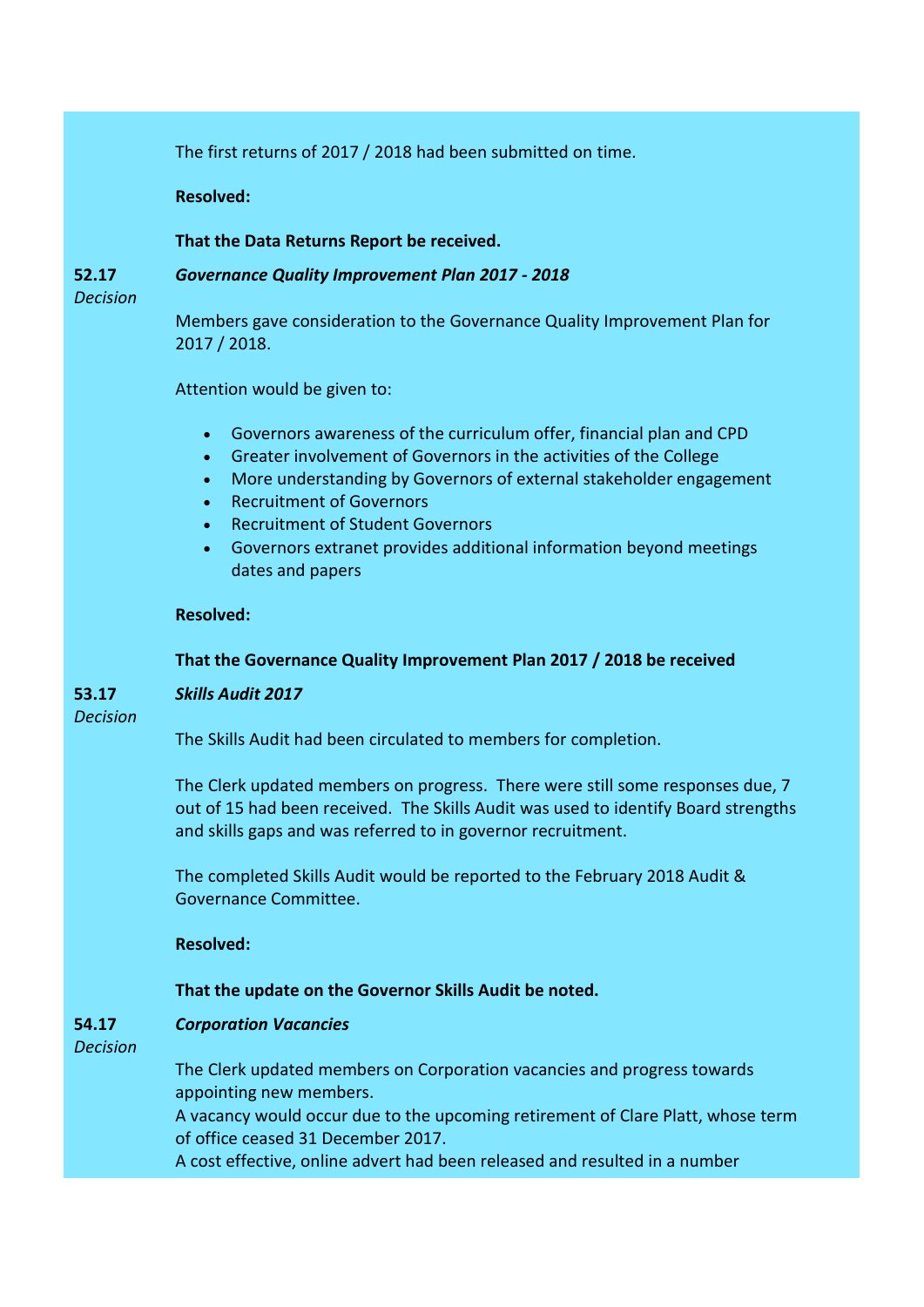The first returns of 2017 / 2018 had been submitted on time.

**Resolved:**

**That the Data Returns Report be received.**

**52.17** *Decision*

***Governance Quality Improvement Plan 2017 - 2018***

Members gave consideration to the Governance Quality Improvement Plan for 2017 / 2018.

Attention would be given to:

- Governors awareness of the curriculum offer, financial plan and CPD
- Greater involvement of Governors in the activities of the College
- More understanding by Governors of external stakeholder engagement
- Recruitment of Governors
- Recruitment of Student Governors
- Governors extranet provides additional information beyond meetings dates and papers

**Resolved:**

**That the Governance Quality Improvement Plan 2017 / 2018 be received**

**53.17** *Decision*

***Skills Audit 2017***

The Skills Audit had been circulated to members for completion.

The Clerk updated members on progress. There were still some responses due, 7 out of 15 had been received. The Skills Audit was used to identify Board strengths and skills gaps and was referred to in governor recruitment.

The completed Skills Audit would be reported to the February 2018 Audit & Governance Committee.

**Resolved:**

**That the update on the Governor Skills Audit be noted.**

**54.17** *Decision*

***Corporation Vacancies***

The Clerk updated members on Corporation vacancies and progress towards appointing new members.
A vacancy would occur due to the upcoming retirement of Clare Platt, whose term of office ceased 31 December 2017.
A cost effective, online advert had been released and resulted in a number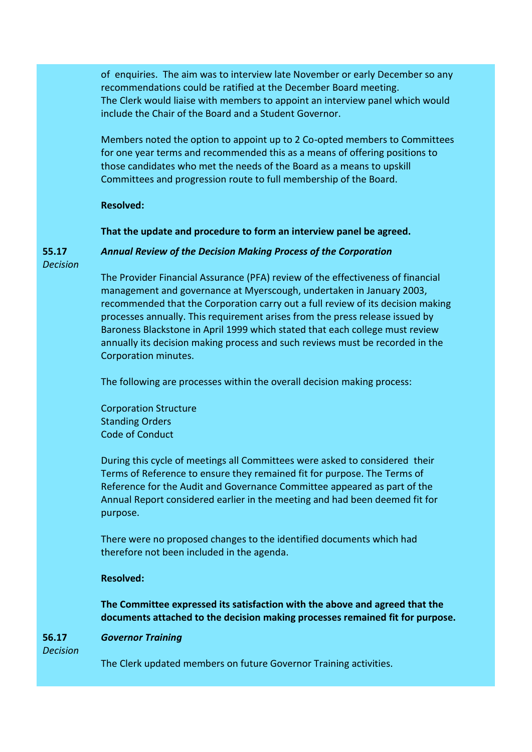of enquiries. The aim was to interview late November or early December so any recommendations could be ratified at the December Board meeting.
The Clerk would liaise with members to appoint an interview panel which would include the Chair of the Board and a Student Governor.

Members noted the option to appoint up to 2 Co-opted members to Committees for one year terms and recommended this as a means of offering positions to those candidates who met the needs of the Board as a means to upskill Committees and progression route to full membership of the Board.

**Resolved:**

**That the update and procedure to form an interview panel be agreed.**

**55.17** *Decision*

***Annual Review of the Decision Making Process of the Corporation***

The Provider Financial Assurance (PFA) review of the effectiveness of financial management and governance at Myerscough, undertaken in January 2003, recommended that the Corporation carry out a full review of its decision making processes annually. This requirement arises from the press release issued by Baroness Blackstone in April 1999 which stated that each college must review annually its decision making process and such reviews must be recorded in the Corporation minutes.

The following are processes within the overall decision making process:

Corporation Structure
Standing Orders
Code of Conduct

During this cycle of meetings all Committees were asked to considered their Terms of Reference to ensure they remained fit for purpose. The Terms of Reference for the Audit and Governance Committee appeared as part of the Annual Report considered earlier in the meeting and had been deemed fit for purpose.

There were no proposed changes to the identified documents which had therefore not been included in the agenda.

**Resolved:**

**The Committee expressed its satisfaction with the above and agreed that the documents attached to the decision making processes remained fit for purpose.**

**56.17** *Decision*

***Governor Training***

The Clerk updated members on future Governor Training activities.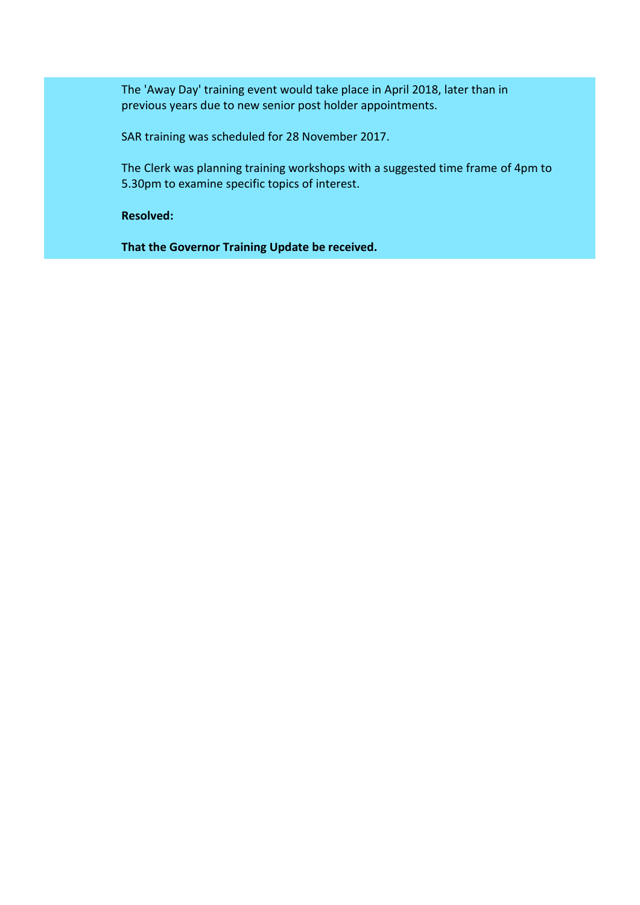The 'Away Day' training event would take place in April 2018, later than in previous years due to new senior post holder appointments.

SAR training was scheduled for 28 November 2017.

The Clerk was planning training workshops with a suggested time frame of 4pm to 5.30pm to examine specific topics of interest.

**Resolved:**

**That the Governor Training Update be received.**